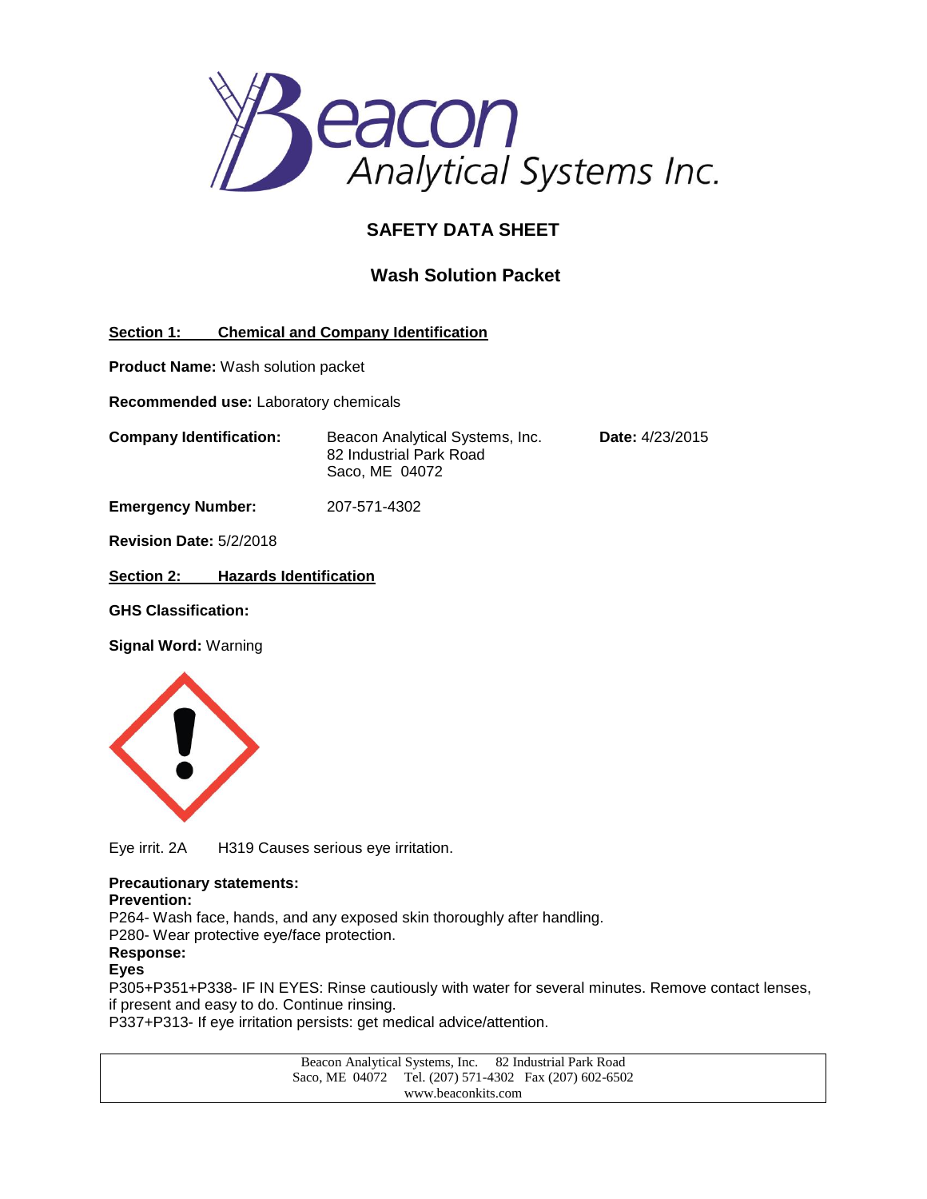# SAFETY DATA SHEET

## Wash Solution Packet

**Section 1: Chemical and Company Identification**

**Product Name:** Wash solution packet

**Recommended use:** Laboratory chemicals

**Company Identification:** Beacon Analytical Systems, Inc.
82 Industrial Park Road
Saco, ME 04072

**Date:** 4/23/2015

**Emergency Number:** 207-571-4302

**Revision Date:** 5/2/2018

**Section 2: Hazards Identification**

**GHS Classification:**

**Signal Word:** Warning

Eye irrit. 2A    H319 Causes serious eye irritation.

**Precautionary statements:**

**Prevention:**

P264- Wash face, hands, and any exposed skin thoroughly after handling.

P280- Wear protective eye/face protection.

**Response:**

**Eyes**

P305+P351+P338- IF IN EYES: Rinse cautiously with water for several minutes. Remove contact lenses, if present and easy to do. Continue rinsing.

P337+P313- If eye irritation persists: get medical advice/attention.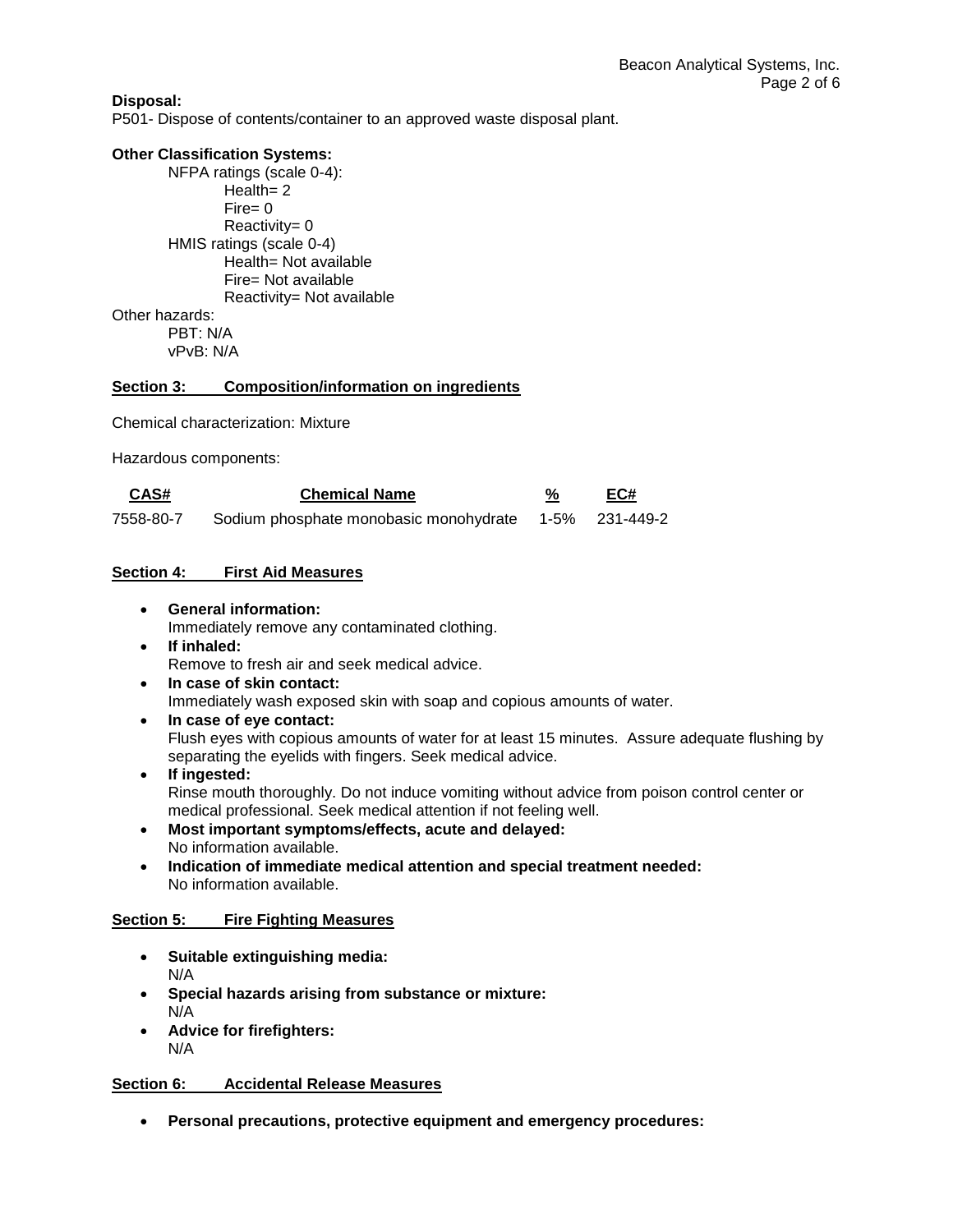**Disposal:**

P501- Dispose of contents/container to an approved waste disposal plant.

**Other Classification Systems:**

- NFPA ratings (scale 0-4):
  - Health= 2
  - Fire= 0
  - Reactivity= 0
- HMIS ratings (scale 0-4)
  - Health= Not available
  - Fire= Not available
  - Reactivity= Not available

Other hazards:

- PBT: N/A
- vPvB: N/A

## Section 3: Composition/information on ingredients

Chemical characterization: Mixture

Hazardous components:

| CAS# | Chemical Name | % | EC# |
|---|---|---|---|
| 7558-80-7 | Sodium phosphate monobasic monohydrate | 1-5% | 231-449-2 |

## Section 4: First Aid Measures

- **General information:**
  Immediately remove any contaminated clothing.
- **If inhaled:**
  Remove to fresh air and seek medical advice.
- **In case of skin contact:**
  Immediately wash exposed skin with soap and copious amounts of water.
- **In case of eye contact:**
  Flush eyes with copious amounts of water for at least 15 minutes. Assure adequate flushing by separating the eyelids with fingers. Seek medical advice.
- **If ingested:**
  Rinse mouth thoroughly. Do not induce vomiting without advice from poison control center or medical professional. Seek medical attention if not feeling well.
- **Most important symptoms/effects, acute and delayed:**
  No information available.
- **Indication of immediate medical attention and special treatment needed:**
  No information available.

## Section 5: Fire Fighting Measures

- **Suitable extinguishing media:**
  N/A
- **Special hazards arising from substance or mixture:**
  N/A
- **Advice for firefighters:**
  N/A

## Section 6: Accidental Release Measures

- **Personal precautions, protective equipment and emergency procedures:**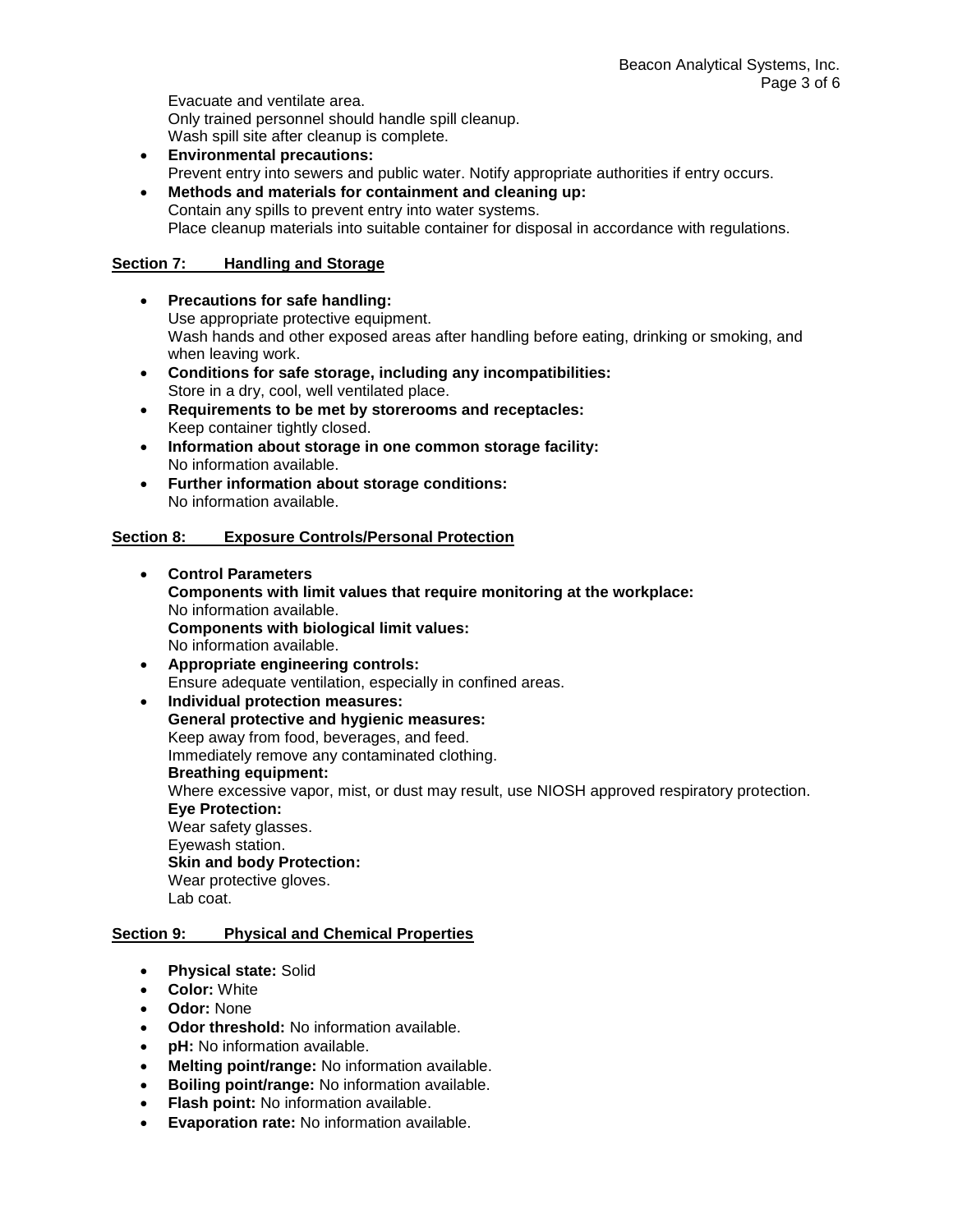Evacuate and ventilate area.
Only trained personnel should handle spill cleanup.
Wash spill site after cleanup is complete.

- **Environmental precautions:**
  Prevent entry into sewers and public water. Notify appropriate authorities if entry occurs.
- **Methods and materials for containment and cleaning up:**
  Contain any spills to prevent entry into water systems.
  Place cleanup materials into suitable container for disposal in accordance with regulations.

## Section 7: Handling and Storage

- **Precautions for safe handling:**
  Use appropriate protective equipment.
  Wash hands and other exposed areas after handling before eating, drinking or smoking, and when leaving work.
- **Conditions for safe storage, including any incompatibilities:**
  Store in a dry, cool, well ventilated place.
- **Requirements to be met by storerooms and receptacles:**
  Keep container tightly closed.
- **Information about storage in one common storage facility:**
  No information available.
- **Further information about storage conditions:**
  No information available.

## Section 8: Exposure Controls/Personal Protection

- **Control Parameters**
  **Components with limit values that require monitoring at the workplace:**
  No information available.
  **Components with biological limit values:**
  No information available.
- **Appropriate engineering controls:**
  Ensure adequate ventilation, especially in confined areas.
- **Individual protection measures:**
  **General protective and hygienic measures:**
  Keep away from food, beverages, and feed.
  Immediately remove any contaminated clothing.
  **Breathing equipment:**
  Where excessive vapor, mist, or dust may result, use NIOSH approved respiratory protection.
  **Eye Protection:**
  Wear safety glasses.
  Eyewash station.
  **Skin and body Protection:**
  Wear protective gloves.
  Lab coat.

## Section 9: Physical and Chemical Properties

- **Physical state:** Solid
- **Color:** White
- **Odor:** None
- **Odor threshold:** No information available.
- **pH:** No information available.
- **Melting point/range:** No information available.
- **Boiling point/range:** No information available.
- **Flash point:** No information available.
- **Evaporation rate:** No information available.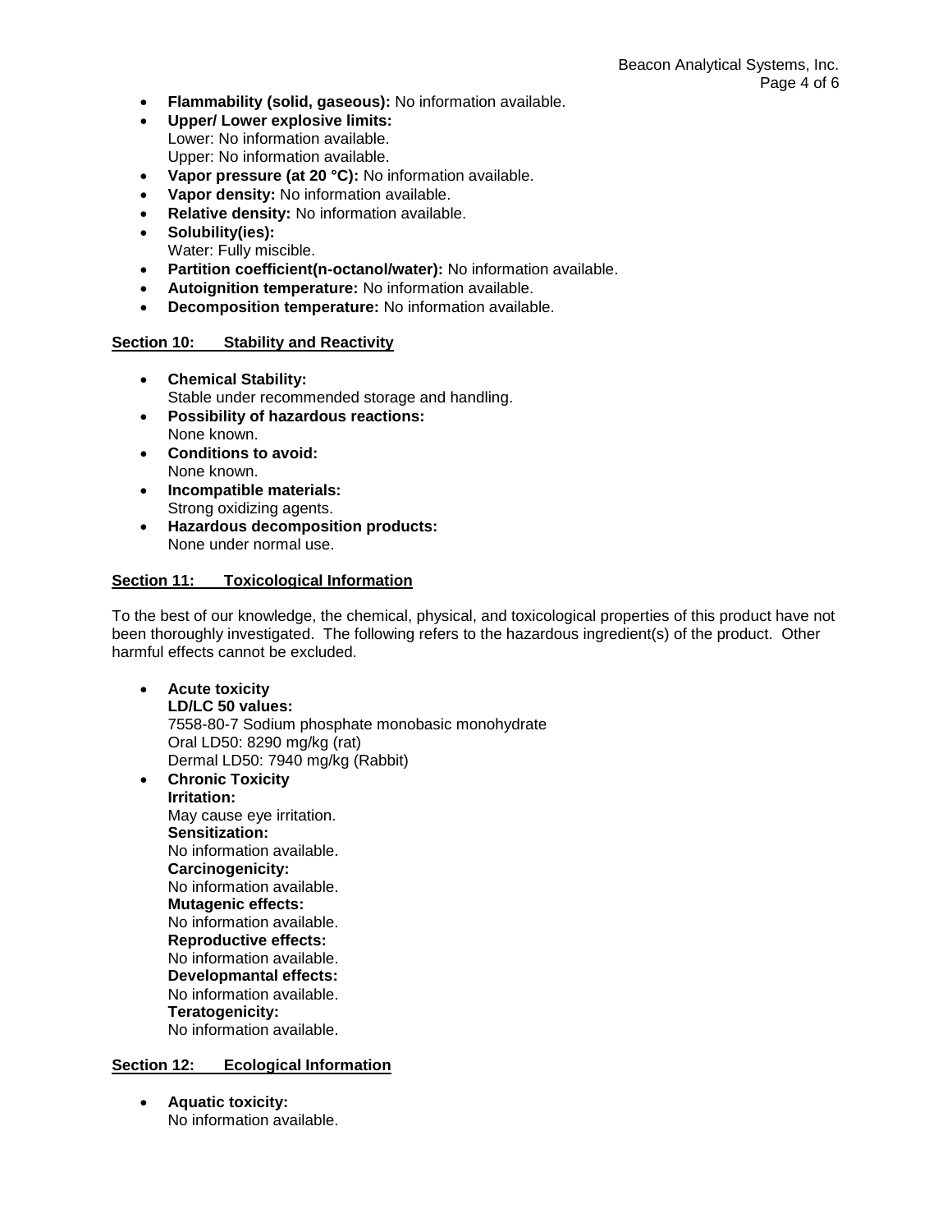- **Flammability (solid, gaseous):** No information available.
- **Upper/ Lower explosive limits:**
  Lower: No information available.
  Upper: No information available.
- **Vapor pressure (at 20 °C):** No information available.
- **Vapor density:** No information available.
- **Relative density:** No information available.
- **Solubility(ies):**
  Water: Fully miscible.
- **Partition coefficient(n-octanol/water):** No information available.
- **Autoignition temperature:** No information available.
- **Decomposition temperature:** No information available.

## Section 10: Stability and Reactivity

- **Chemical Stability:**
  Stable under recommended storage and handling.
- **Possibility of hazardous reactions:**
  None known.
- **Conditions to avoid:**
  None known.
- **Incompatible materials:**
  Strong oxidizing agents.
- **Hazardous decomposition products:**
  None under normal use.

## Section 11: Toxicological Information

To the best of our knowledge, the chemical, physical, and toxicological properties of this product have not been thoroughly investigated. The following refers to the hazardous ingredient(s) of the product. Other harmful effects cannot be excluded.

- **Acute toxicity**
  **LD/LC 50 values:**
  7558-80-7 Sodium phosphate monobasic monohydrate
  Oral LD50: 8290 mg/kg (rat)
  Dermal LD50: 7940 mg/kg (Rabbit)
- **Chronic Toxicity**
  **Irritation:**
  May cause eye irritation.
  **Sensitization:**
  No information available.
  **Carcinogenicity:**
  No information available.
  **Mutagenic effects:**
  No information available.
  **Reproductive effects:**
  No information available.
  **Developmantal effects:**
  No information available.
  **Teratogenicity:**
  No information available.

## Section 12: Ecological Information

- **Aquatic toxicity:**
  No information available.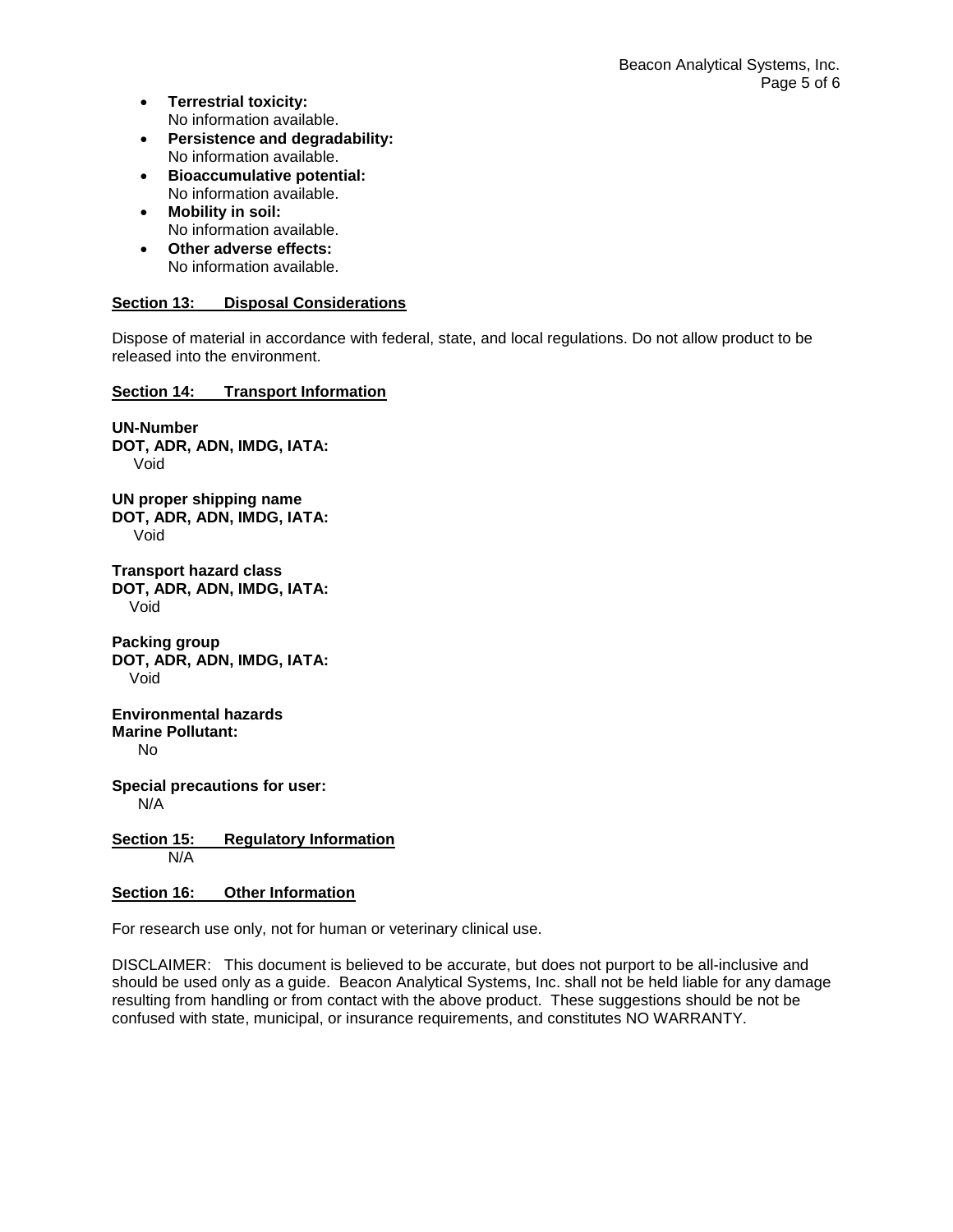- **Terrestrial toxicity:**
  No information available.
- **Persistence and degradability:**
  No information available.
- **Bioaccumulative potential:**
  No information available.
- **Mobility in soil:**
  No information available.
- **Other adverse effects:**
  No information available.

## Section 13: Disposal Considerations

Dispose of material in accordance with federal, state, and local regulations. Do not allow product to be released into the environment.

## Section 14: Transport Information

**UN-Number**
**DOT, ADR, ADN, IMDG, IATA:**
Void

**UN proper shipping name**
**DOT, ADR, ADN, IMDG, IATA:**
Void

**Transport hazard class**
**DOT, ADR, ADN, IMDG, IATA:**
Void

**Packing group**
**DOT, ADR, ADN, IMDG, IATA:**
Void

**Environmental hazards**
**Marine Pollutant:**
No

**Special precautions for user:**
N/A

## Section 15: Regulatory Information

N/A

## Section 16: Other Information

For research use only, not for human or veterinary clinical use.

DISCLAIMER: This document is believed to be accurate, but does not purport to be all-inclusive and should be used only as a guide. Beacon Analytical Systems, Inc. shall not be held liable for any damage resulting from handling or from contact with the above product. These suggestions should be not be confused with state, municipal, or insurance requirements, and constitutes NO WARRANTY.